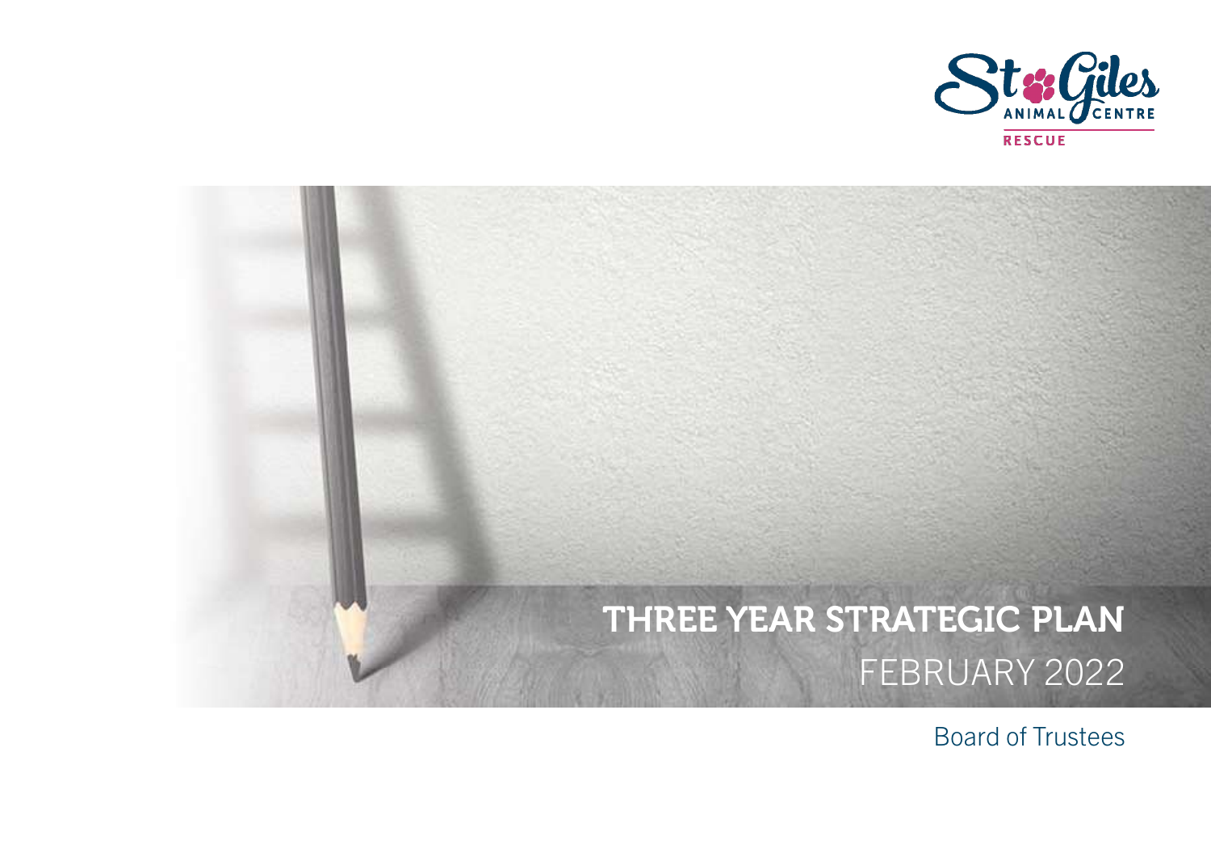St Giles Animal Centre Rescue

# THREE YEAR STRATEGIC PLAN

## FEBRUARY 2022

Board of Trustees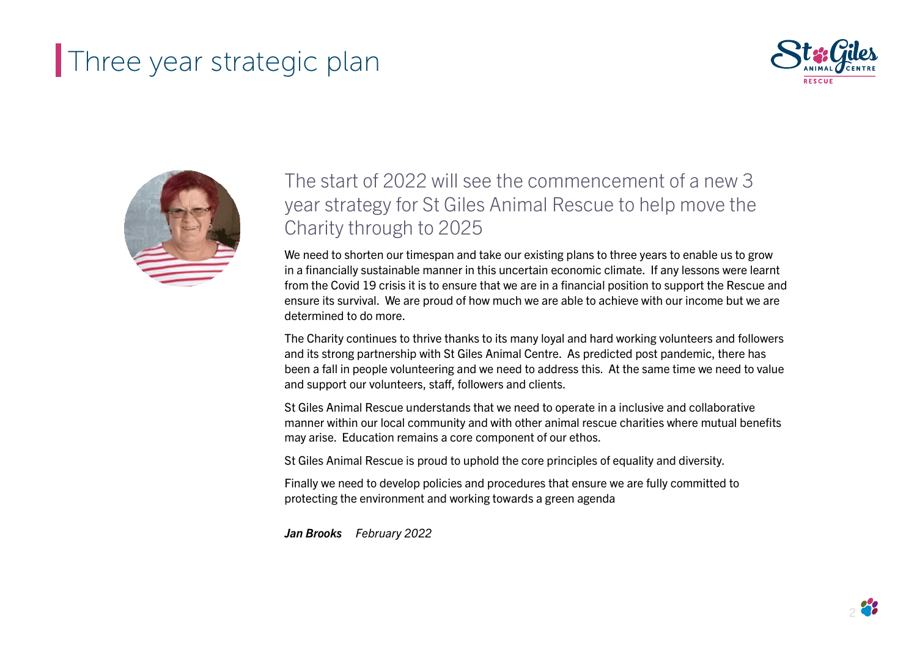# Three year strategic plan

## The start of 2022 will see the commencement of a new 3 year strategy for St Giles Animal Rescue to help move the Charity through to 2025

We need to shorten our timespan and take our existing plans to three years to enable us to grow in a financially sustainable manner in this uncertain economic climate. If any lessons were learnt from the Covid 19 crisis it is to ensure that we are in a financial position to support the Rescue and ensure its survival. We are proud of how much we are able to achieve with our income but we are determined to do more.

The Charity continues to thrive thanks to its many loyal and hard working volunteers and followers and its strong partnership with St Giles Animal Centre. As predicted post pandemic, there has been a fall in people volunteering and we need to address this. At the same time we need to value and support our volunteers, staff, followers and clients.

St Giles Animal Rescue understands that we need to operate in a inclusive and collaborative manner within our local community and with other animal rescue charities where mutual benefits may arise. Education remains a core component of our ethos.

St Giles Animal Rescue is proud to uphold the core principles of equality and diversity.

Finally we need to develop policies and procedures that ensure we are fully committed to protecting the environment and working towards a green agenda

***Jan Brooks*** *February 2022*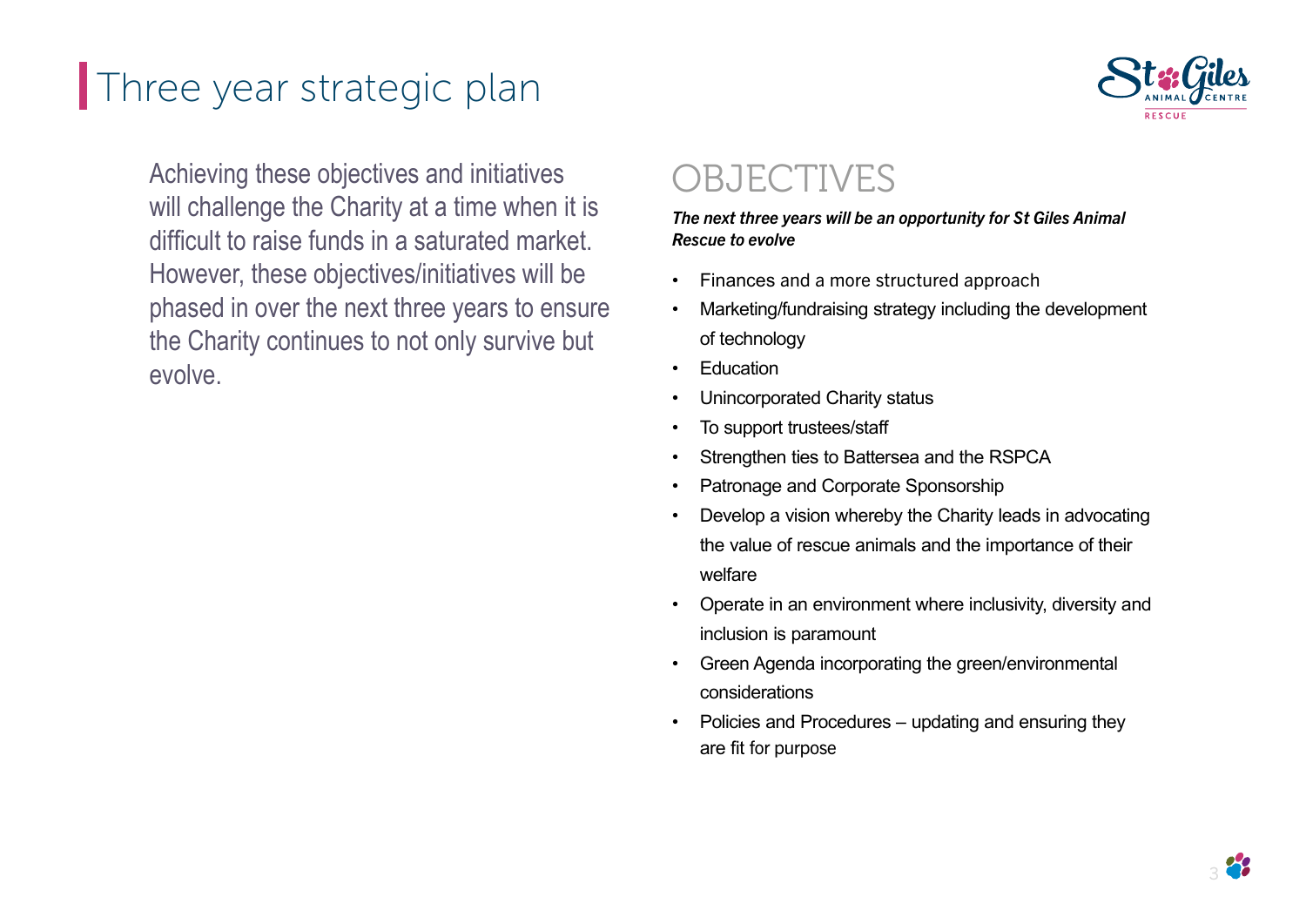# Three year strategic plan

Achieving these objectives and initiatives will challenge the Charity at a time when it is difficult to raise funds in a saturated market. However, these objectives/initiatives will be phased in over the next three years to ensure the Charity continues to not only survive but evolve.

## OBJECTIVES

***The next three years will be an opportunity for St Giles Animal Rescue to evolve***

- Finances and a more structured approach
- Marketing/fundraising strategy including the development of technology
- Education
- Unincorporated Charity status
- To support trustees/staff
- Strengthen ties to Battersea and the RSPCA
- Patronage and Corporate Sponsorship
- Develop a vision whereby the Charity leads in advocating the value of rescue animals and the importance of their welfare
- Operate in an environment where inclusivity, diversity and inclusion is paramount
- Green Agenda incorporating the green/environmental considerations
- Policies and Procedures – updating and ensuring they are fit for purpose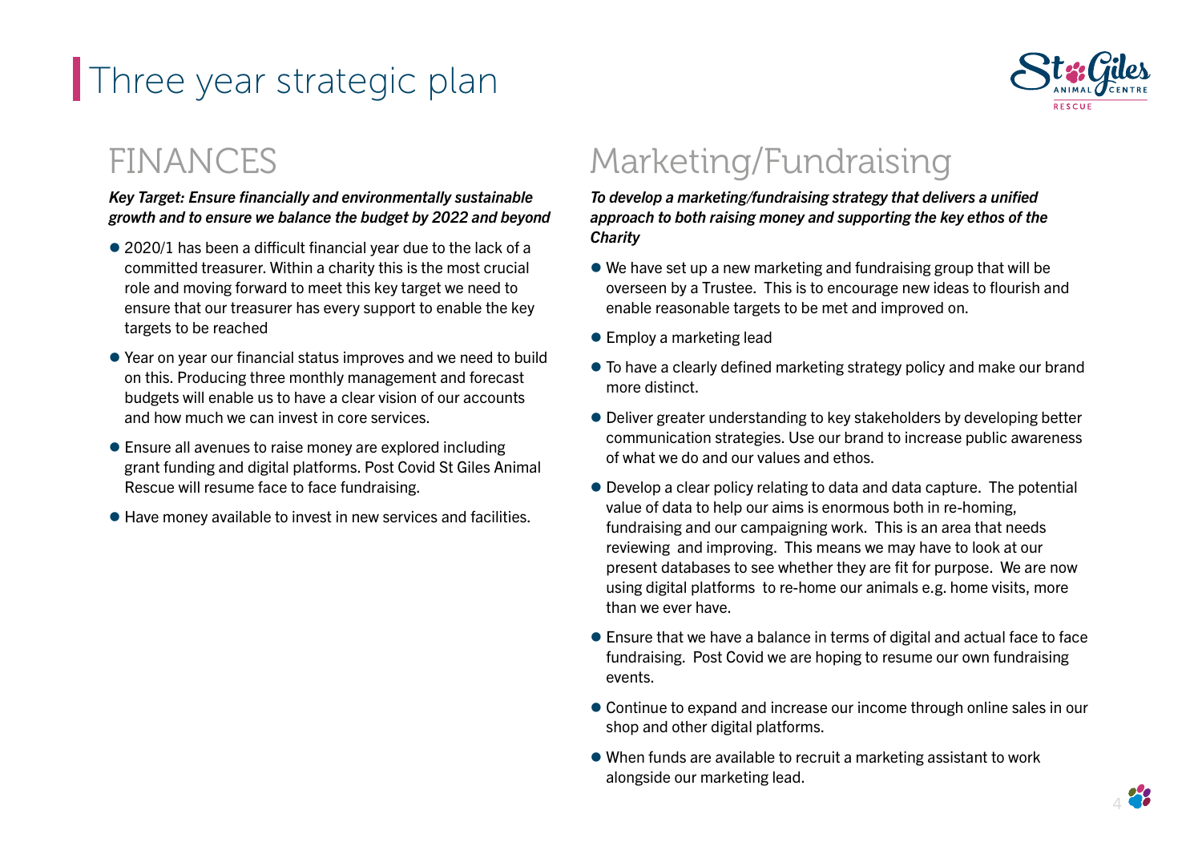# Three year strategic plan

## FINANCES

***Key Target: Ensure financially and environmentally sustainable growth and to ensure we balance the budget by 2022 and beyond***

- 2020/1 has been a difficult financial year due to the lack of a committed treasurer. Within a charity this is the most crucial role and moving forward to meet this key target we need to ensure that our treasurer has every support to enable the key targets to be reached
- Year on year our financial status improves and we need to build on this. Producing three monthly management and forecast budgets will enable us to have a clear vision of our accounts and how much we can invest in core services.
- Ensure all avenues to raise money are explored including grant funding and digital platforms. Post Covid St Giles Animal Rescue will resume face to face fundraising.
- Have money available to invest in new services and facilities.

## Marketing/Fundraising

***To develop a marketing/fundraising strategy that delivers a unified approach to both raising money and supporting the key ethos of the Charity***

- We have set up a new marketing and fundraising group that will be overseen by a Trustee. This is to encourage new ideas to flourish and enable reasonable targets to be met and improved on.
- Employ a marketing lead
- To have a clearly defined marketing strategy policy and make our brand more distinct.
- Deliver greater understanding to key stakeholders by developing better communication strategies. Use our brand to increase public awareness of what we do and our values and ethos.
- Develop a clear policy relating to data and data capture. The potential value of data to help our aims is enormous both in re-homing, fundraising and our campaigning work. This is an area that needs reviewing and improving. This means we may have to look at our present databases to see whether they are fit for purpose. We are now using digital platforms to re-home our animals e.g. home visits, more than we ever have.
- Ensure that we have a balance in terms of digital and actual face to face fundraising. Post Covid we are hoping to resume our own fundraising events.
- Continue to expand and increase our income through online sales in our shop and other digital platforms.
- When funds are available to recruit a marketing assistant to work alongside our marketing lead.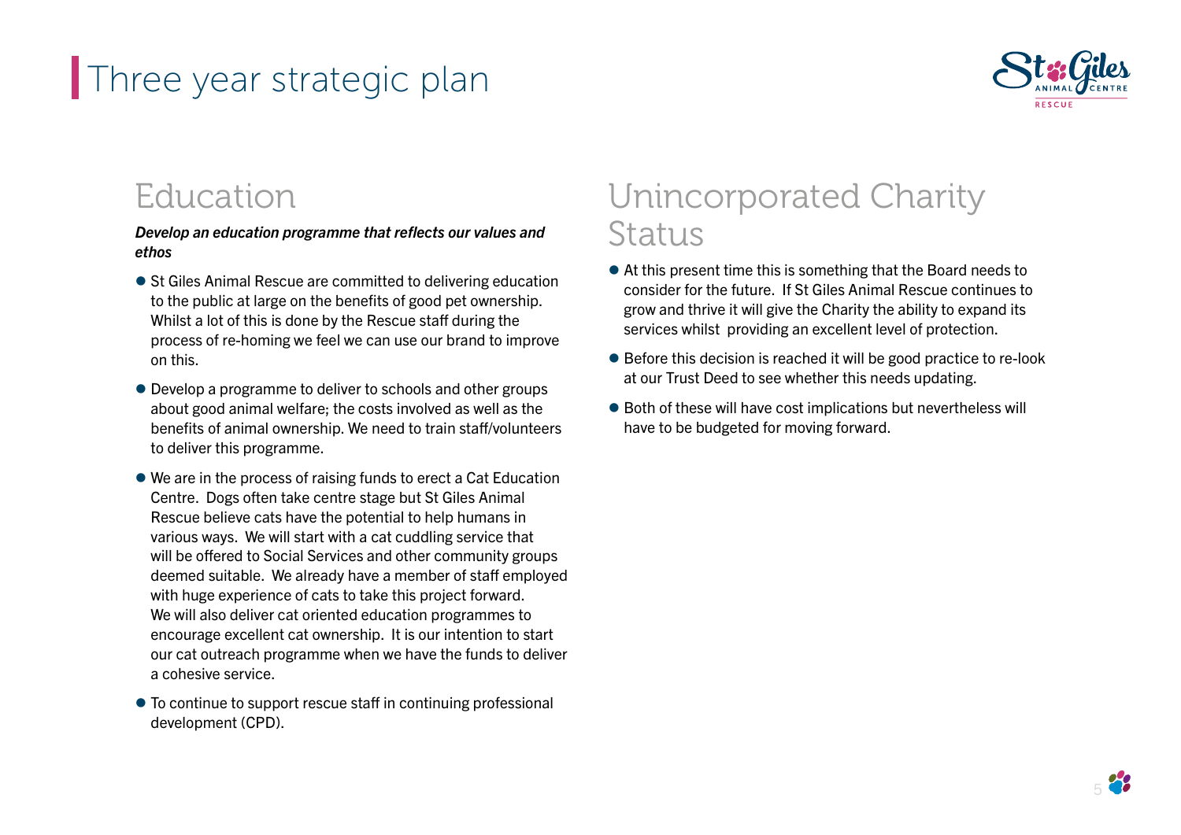# Three year strategic plan

## Education

***Develop an education programme that reflects our values and ethos***

- St Giles Animal Rescue are committed to delivering education to the public at large on the benefits of good pet ownership. Whilst a lot of this is done by the Rescue staff during the process of re-homing we feel we can use our brand to improve on this.
- Develop a programme to deliver to schools and other groups about good animal welfare; the costs involved as well as the benefits of animal ownership. We need to train staff/volunteers to deliver this programme.
- We are in the process of raising funds to erect a Cat Education Centre. Dogs often take centre stage but St Giles Animal Rescue believe cats have the potential to help humans in various ways. We will start with a cat cuddling service that will be offered to Social Services and other community groups deemed suitable. We already have a member of staff employed with huge experience of cats to take this project forward. We will also deliver cat oriented education programmes to encourage excellent cat ownership. It is our intention to start our cat outreach programme when we have the funds to deliver a cohesive service.
- To continue to support rescue staff in continuing professional development (CPD).

## Unincorporated Charity Status

- At this present time this is something that the Board needs to consider for the future. If St Giles Animal Rescue continues to grow and thrive it will give the Charity the ability to expand its services whilst providing an excellent level of protection.
- Before this decision is reached it will be good practice to re-look at our Trust Deed to see whether this needs updating.
- Both of these will have cost implications but nevertheless will have to be budgeted for moving forward.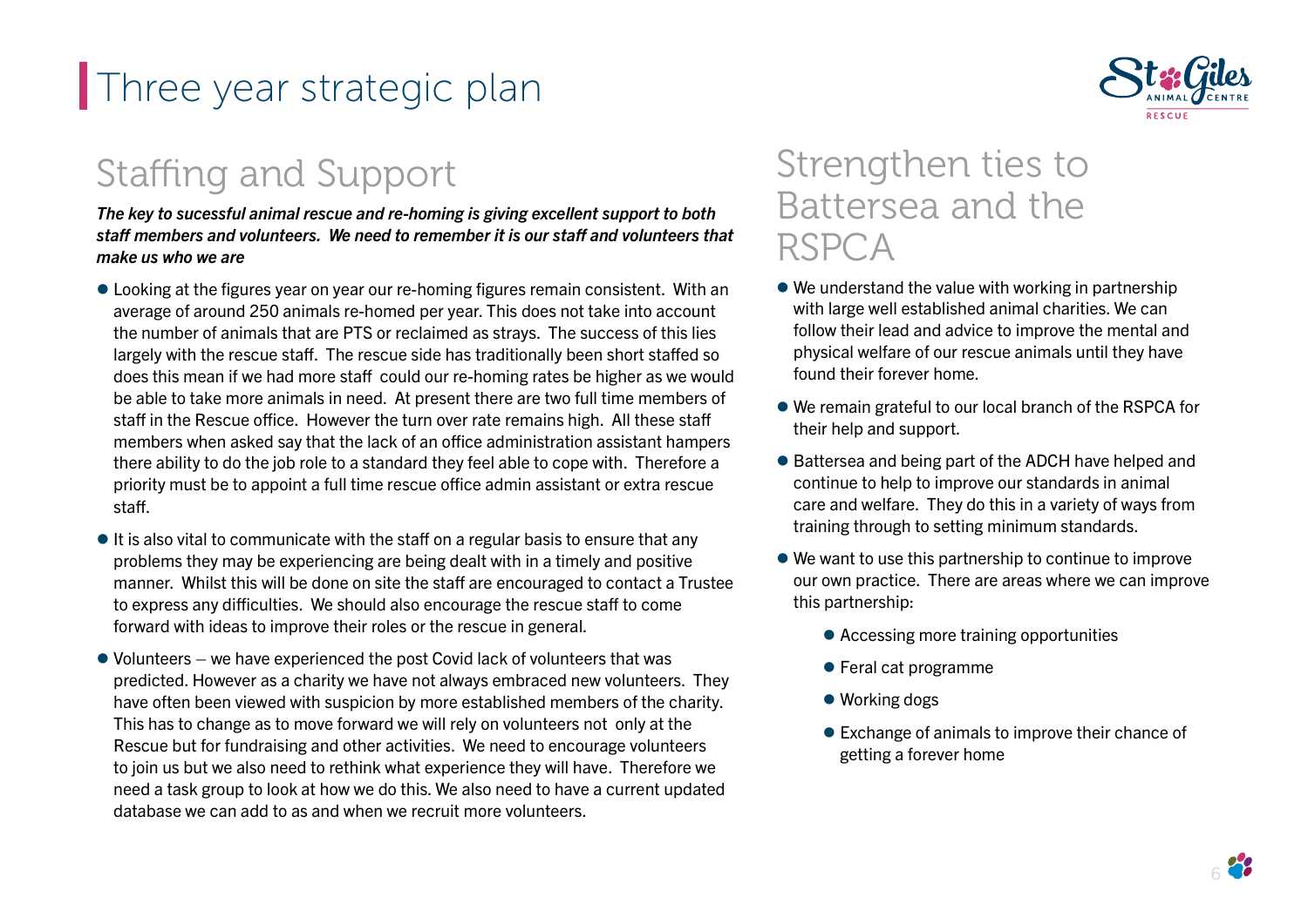# Three year strategic plan

## Staffing and Support

***The key to sucessful animal rescue and re-homing is giving excellent support to both staff members and volunteers. We need to remember it is our staff and volunteers that make us who we are***

- Looking at the figures year on year our re-homing figures remain consistent. With an average of around 250 animals re-homed per year. This does not take into account the number of animals that are PTS or reclaimed as strays. The success of this lies largely with the rescue staff. The rescue side has traditionally been short staffed so does this mean if we had more staff could our re-homing rates be higher as we would be able to take more animals in need. At present there are two full time members of staff in the Rescue office. However the turn over rate remains high. All these staff members when asked say that the lack of an office administration assistant hampers there ability to do the job role to a standard they feel able to cope with. Therefore a priority must be to appoint a full time rescue office admin assistant or extra rescue staff.
- It is also vital to communicate with the staff on a regular basis to ensure that any problems they may be experiencing are being dealt with in a timely and positive manner. Whilst this will be done on site the staff are encouraged to contact a Trustee to express any difficulties. We should also encourage the rescue staff to come forward with ideas to improve their roles or the rescue in general.
- Volunteers – we have experienced the post Covid lack of volunteers that was predicted. However as a charity we have not always embraced new volunteers. They have often been viewed with suspicion by more established members of the charity. This has to change as to move forward we will rely on volunteers not only at the Rescue but for fundraising and other activities. We need to encourage volunteers to join us but we also need to rethink what experience they will have. Therefore we need a task group to look at how we do this. We also need to have a current updated database we can add to as and when we recruit more volunteers.

## Strengthen ties to Battersea and the RSPCA

- We understand the value with working in partnership with large well established animal charities. We can follow their lead and advice to improve the mental and physical welfare of our rescue animals until they have found their forever home.
- We remain grateful to our local branch of the RSPCA for their help and support.
- Battersea and being part of the ADCH have helped and continue to help to improve our standards in animal care and welfare. They do this in a variety of ways from training through to setting minimum standards.
- We want to use this partnership to continue to improve our own practice. There are areas where we can improve this partnership:
  - Accessing more training opportunities
  - Feral cat programme
  - Working dogs
  - Exchange of animals to improve their chance of getting a forever home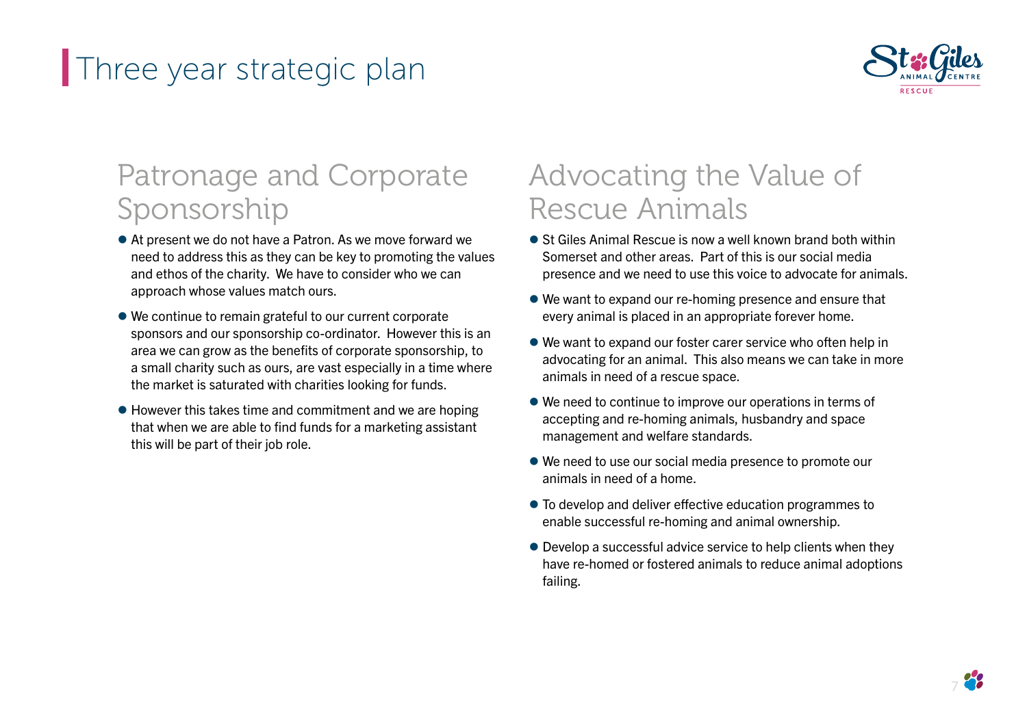# Three year strategic plan

## Patronage and Corporate Sponsorship

- At present we do not have a Patron. As we move forward we need to address this as they can be key to promoting the values and ethos of the charity. We have to consider who we can approach whose values match ours.
- We continue to remain grateful to our current corporate sponsors and our sponsorship co-ordinator. However this is an area we can grow as the benefits of corporate sponsorship, to a small charity such as ours, are vast especially in a time where the market is saturated with charities looking for funds.
- However this takes time and commitment and we are hoping that when we are able to find funds for a marketing assistant this will be part of their job role.

## Advocating the Value of Rescue Animals

- St Giles Animal Rescue is now a well known brand both within Somerset and other areas. Part of this is our social media presence and we need to use this voice to advocate for animals.
- We want to expand our re-homing presence and ensure that every animal is placed in an appropriate forever home.
- We want to expand our foster carer service who often help in advocating for an animal. This also means we can take in more animals in need of a rescue space.
- We need to continue to improve our operations in terms of accepting and re-homing animals, husbandry and space management and welfare standards.
- We need to use our social media presence to promote our animals in need of a home.
- To develop and deliver effective education programmes to enable successful re-homing and animal ownership.
- Develop a successful advice service to help clients when they have re-homed or fostered animals to reduce animal adoptions failing.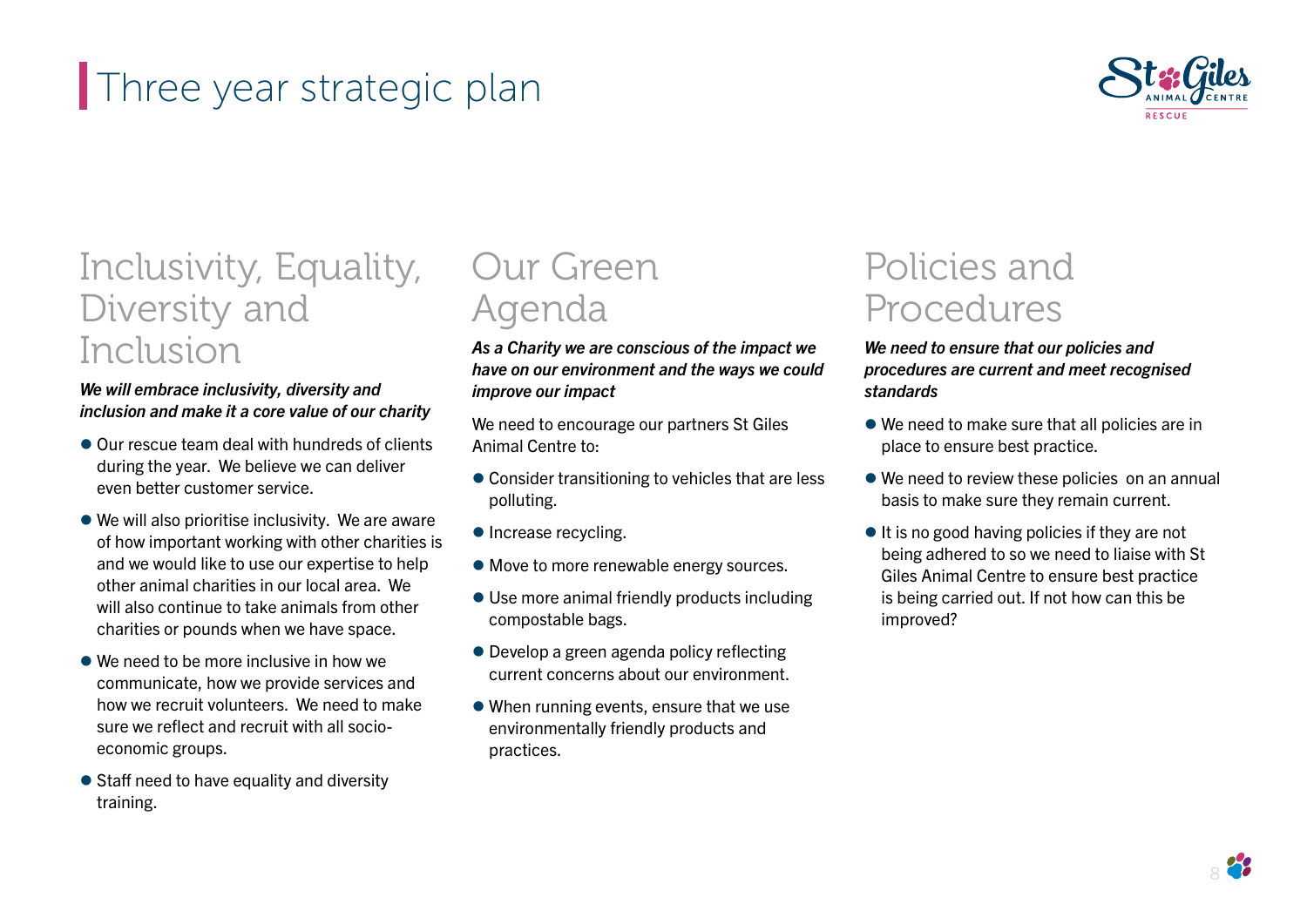# Three year strategic plan

## Inclusivity, Equality, Diversity and Inclusion

***We will embrace inclusivity, diversity and inclusion and make it a core value of our charity***

- Our rescue team deal with hundreds of clients during the year. We believe we can deliver even better customer service.
- We will also prioritise inclusivity. We are aware of how important working with other charities is and we would like to use our expertise to help other animal charities in our local area. We will also continue to take animals from other charities or pounds when we have space.
- We need to be more inclusive in how we communicate, how we provide services and how we recruit volunteers. We need to make sure we reflect and recruit with all socio-economic groups.
- Staff need to have equality and diversity training.

## Our Green Agenda

***As a Charity we are conscious of the impact we have on our environment and the ways we could improve our impact***

We need to encourage our partners St Giles Animal Centre to:

- Consider transitioning to vehicles that are less polluting.
- Increase recycling.
- Move to more renewable energy sources.
- Use more animal friendly products including compostable bags.
- Develop a green agenda policy reflecting current concerns about our environment.
- When running events, ensure that we use environmentally friendly products and practices.

## Policies and Procedures

***We need to ensure that our policies and procedures are current and meet recognised standards***

- We need to make sure that all policies are in place to ensure best practice.
- We need to review these policies on an annual basis to make sure they remain current.
- It is no good having policies if they are not being adhered to so we need to liaise with St Giles Animal Centre to ensure best practice is being carried out. If not how can this be improved?